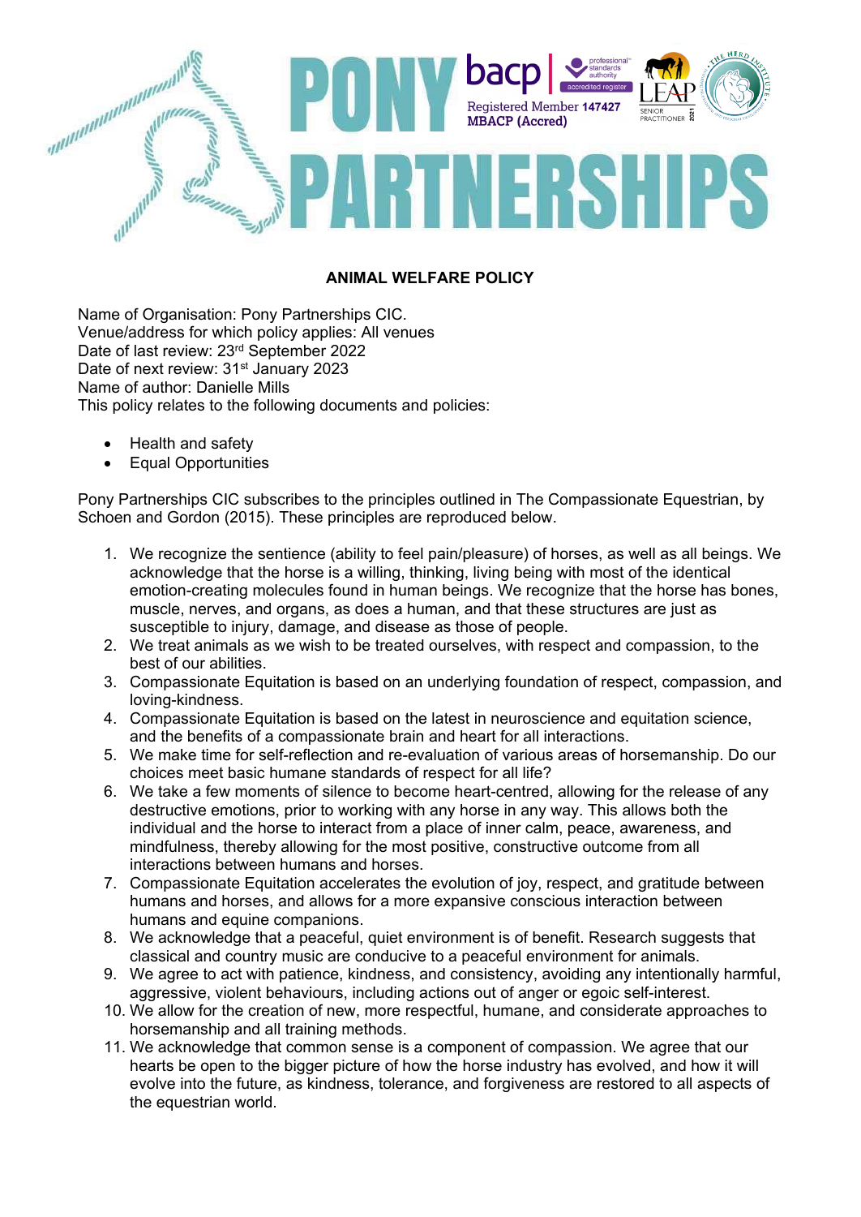# PONY PARTNERSHIPS

bacp | professional standards authority accredited register
Registered Member 147427
MBACP (Accred)

LEAP SENIOR PRACTITIONER 2021

THE HERD INSTITUTE

## ANIMAL WELFARE POLICY

Name of Organisation: Pony Partnerships CIC.
Venue/address for which policy applies: All venues
Date of last review: 23rd September 2022
Date of next review: 31st January 2023
Name of author: Danielle Mills
This policy relates to the following documents and policies:

- Health and safety
- Equal Opportunities

Pony Partnerships CIC subscribes to the principles outlined in The Compassionate Equestrian, by Schoen and Gordon (2015). These principles are reproduced below.

1. We recognize the sentience (ability to feel pain/pleasure) of horses, as well as all beings. We acknowledge that the horse is a willing, thinking, living being with most of the identical emotion-creating molecules found in human beings. We recognize that the horse has bones, muscle, nerves, and organs, as does a human, and that these structures are just as susceptible to injury, damage, and disease as those of people.
2. We treat animals as we wish to be treated ourselves, with respect and compassion, to the best of our abilities.
3. Compassionate Equitation is based on an underlying foundation of respect, compassion, and loving-kindness.
4. Compassionate Equitation is based on the latest in neuroscience and equitation science, and the benefits of a compassionate brain and heart for all interactions.
5. We make time for self-reflection and re-evaluation of various areas of horsemanship. Do our choices meet basic humane standards of respect for all life?
6. We take a few moments of silence to become heart-centred, allowing for the release of any destructive emotions, prior to working with any horse in any way. This allows both the individual and the horse to interact from a place of inner calm, peace, awareness, and mindfulness, thereby allowing for the most positive, constructive outcome from all interactions between humans and horses.
7. Compassionate Equitation accelerates the evolution of joy, respect, and gratitude between humans and horses, and allows for a more expansive conscious interaction between humans and equine companions.
8. We acknowledge that a peaceful, quiet environment is of benefit. Research suggests that classical and country music are conducive to a peaceful environment for animals.
9. We agree to act with patience, kindness, and consistency, avoiding any intentionally harmful, aggressive, violent behaviours, including actions out of anger or egoic self-interest.
10. We allow for the creation of new, more respectful, humane, and considerate approaches to horsemanship and all training methods.
11. We acknowledge that common sense is a component of compassion. We agree that our hearts be open to the bigger picture of how the horse industry has evolved, and how it will evolve into the future, as kindness, tolerance, and forgiveness are restored to all aspects of the equestrian world.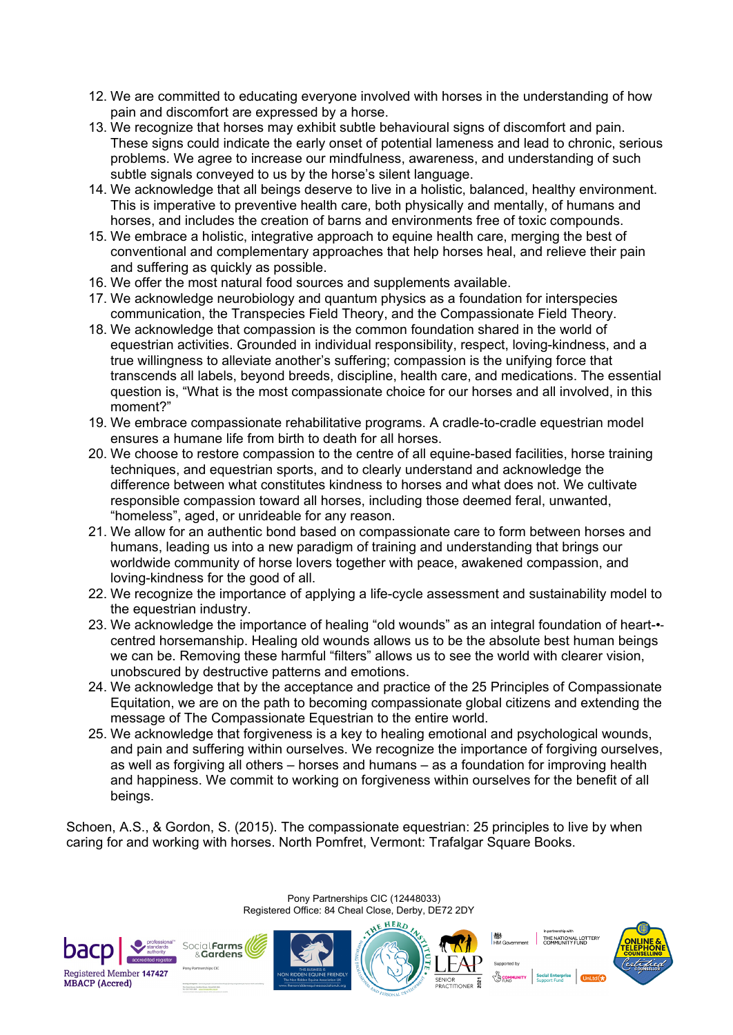12. We are committed to educating everyone involved with horses in the understanding of how pain and discomfort are expressed by a horse.
13. We recognize that horses may exhibit subtle behavioural signs of discomfort and pain. These signs could indicate the early onset of potential lameness and lead to chronic, serious problems. We agree to increase our mindfulness, awareness, and understanding of such subtle signals conveyed to us by the horse's silent language.
14. We acknowledge that all beings deserve to live in a holistic, balanced, healthy environment. This is imperative to preventive health care, both physically and mentally, of humans and horses, and includes the creation of barns and environments free of toxic compounds.
15. We embrace a holistic, integrative approach to equine health care, merging the best of conventional and complementary approaches that help horses heal, and relieve their pain and suffering as quickly as possible.
16. We offer the most natural food sources and supplements available.
17. We acknowledge neurobiology and quantum physics as a foundation for interspecies communication, the Transpecies Field Theory, and the Compassionate Field Theory.
18. We acknowledge that compassion is the common foundation shared in the world of equestrian activities. Grounded in individual responsibility, respect, loving-kindness, and a true willingness to alleviate another's suffering; compassion is the unifying force that transcends all labels, beyond breeds, discipline, health care, and medications. The essential question is, "What is the most compassionate choice for our horses and all involved, in this moment?"
19. We embrace compassionate rehabilitative programs. A cradle-to-cradle equestrian model ensures a humane life from birth to death for all horses.
20. We choose to restore compassion to the centre of all equine-based facilities, horse training techniques, and equestrian sports, and to clearly understand and acknowledge the difference between what constitutes kindness to horses and what does not. We cultivate responsible compassion toward all horses, including those deemed feral, unwanted, "homeless", aged, or unrideable for any reason.
21. We allow for an authentic bond based on compassionate care to form between horses and humans, leading us into a new paradigm of training and understanding that brings our worldwide community of horse lovers together with peace, awakened compassion, and loving-kindness for the good of all.
22. We recognize the importance of applying a life-cycle assessment and sustainability model to the equestrian industry.
23. We acknowledge the importance of healing "old wounds" as an integral foundation of heart-•-centred horsemanship. Healing old wounds allows us to be the absolute best human beings we can be. Removing these harmful "filters" allows us to see the world with clearer vision, unobscured by destructive patterns and emotions.
24. We acknowledge that by the acceptance and practice of the 25 Principles of Compassionate Equitation, we are on the path to becoming compassionate global citizens and extending the message of The Compassionate Equestrian to the entire world.
25. We acknowledge that forgiveness is a key to healing emotional and psychological wounds, and pain and suffering within ourselves. We recognize the importance of forgiving ourselves, as well as forgiving all others – horses and humans – as a foundation for improving health and happiness. We commit to working on forgiveness within ourselves for the benefit of all beings.

Schoen, A.S., & Gordon, S. (2015). The compassionate equestrian: 25 principles to live by when caring for and working with horses. North Pomfret, Vermont: Trafalgar Square Books.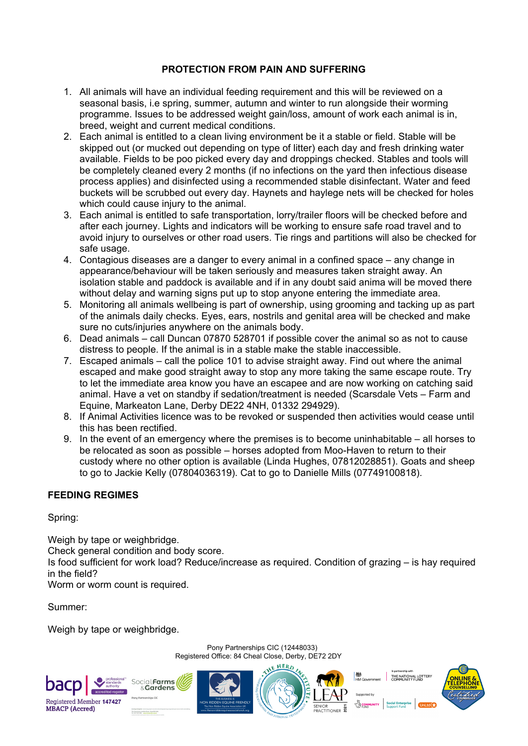**PROTECTION FROM PAIN AND SUFFERING**

1. All animals will have an individual feeding requirement and this will be reviewed on a seasonal basis, i.e spring, summer, autumn and winter to run alongside their worming programme. Issues to be addressed weight gain/loss, amount of work each animal is in, breed, weight and current medical conditions.
2. Each animal is entitled to a clean living environment be it a stable or field. Stable will be skipped out (or mucked out depending on type of litter) each day and fresh drinking water available. Fields to be poo picked every day and droppings checked. Stables and tools will be completely cleaned every 2 months (if no infections on the yard then infectious disease process applies) and disinfected using a recommended stable disinfectant. Water and feed buckets will be scrubbed out every day. Haynets and haylege nets will be checked for holes which could cause injury to the animal.
3. Each animal is entitled to safe transportation, lorry/trailer floors will be checked before and after each journey. Lights and indicators will be working to ensure safe road travel and to avoid injury to ourselves or other road users. Tie rings and partitions will also be checked for safe usage.
4. Contagious diseases are a danger to every animal in a confined space – any change in appearance/behaviour will be taken seriously and measures taken straight away. An isolation stable and paddock is available and if in any doubt said anima will be moved there without delay and warning signs put up to stop anyone entering the immediate area.
5. Monitoring all animals wellbeing is part of ownership, using grooming and tacking up as part of the animals daily checks. Eyes, ears, nostrils and genital area will be checked and make sure no cuts/injuries anywhere on the animals body.
6. Dead animals – call Duncan 07870 528701 if possible cover the animal so as not to cause distress to people. If the animal is in a stable make the stable inaccessible.
7. Escaped animals – call the police 101 to advise straight away. Find out where the animal escaped and make good straight away to stop any more taking the same escape route. Try to let the immediate area know you have an escapee and are now working on catching said animal. Have a vet on standby if sedation/treatment is needed (Scarsdale Vets – Farm and Equine, Markeaton Lane, Derby DE22 4NH, 01332 294929).
8. If Animal Activities licence was to be revoked or suspended then activities would cease until this has been rectified.
9. In the event of an emergency where the premises is to become uninhabitable – all horses to be relocated as soon as possible – horses adopted from Moo-Haven to return to their custody where no other option is available (Linda Hughes, 07812028851). Goats and sheep to go to Jackie Kelly (07804036319). Cat to go to Danielle Mills (07749100818).

**FEEDING REGIMES**

Spring:

Weigh by tape or weighbridge.
Check general condition and body score.
Is food sufficient for work load? Reduce/increase as required. Condition of grazing – is hay required in the field?
Worm or worm count is required.

Summer:

Weigh by tape or weighbridge.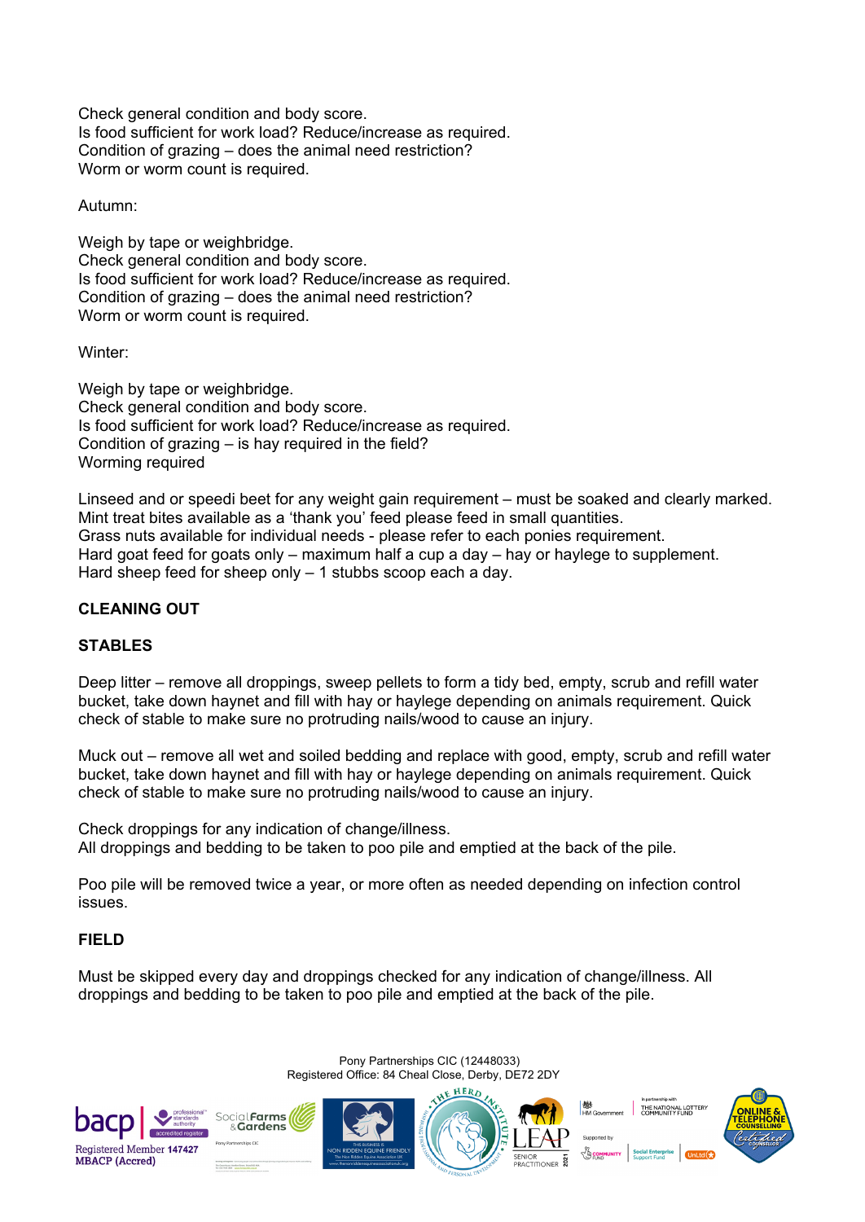Check general condition and body score.
Is food sufficient for work load? Reduce/increase as required.
Condition of grazing – does the animal need restriction?
Worm or worm count is required.

Autumn:

Weigh by tape or weighbridge.
Check general condition and body score.
Is food sufficient for work load? Reduce/increase as required.
Condition of grazing – does the animal need restriction?
Worm or worm count is required.

Winter:

Weigh by tape or weighbridge.
Check general condition and body score.
Is food sufficient for work load? Reduce/increase as required.
Condition of grazing – is hay required in the field?
Worming required

Linseed and or speedi beet for any weight gain requirement – must be soaked and clearly marked.
Mint treat bites available as a 'thank you' feed please feed in small quantities.
Grass nuts available for individual needs - please refer to each ponies requirement.
Hard goat feed for goats only – maximum half a cup a day – hay or haylege to supplement.
Hard sheep feed for sheep only – 1 stubbs scoop each a day.

## CLEANING OUT

### STABLES

Deep litter – remove all droppings, sweep pellets to form a tidy bed, empty, scrub and refill water bucket, take down haynet and fill with hay or haylege depending on animals requirement. Quick check of stable to make sure no protruding nails/wood to cause an injury.

Muck out – remove all wet and soiled bedding and replace with good, empty, scrub and refill water bucket, take down haynet and fill with hay or haylege depending on animals requirement. Quick check of stable to make sure no protruding nails/wood to cause an injury.

Check droppings for any indication of change/illness.
All droppings and bedding to be taken to poo pile and emptied at the back of the pile.

Poo pile will be removed twice a year, or more often as needed depending on infection control issues.

### FIELD

Must be skipped every day and droppings checked for any indication of change/illness. All droppings and bedding to be taken to poo pile and emptied at the back of the pile.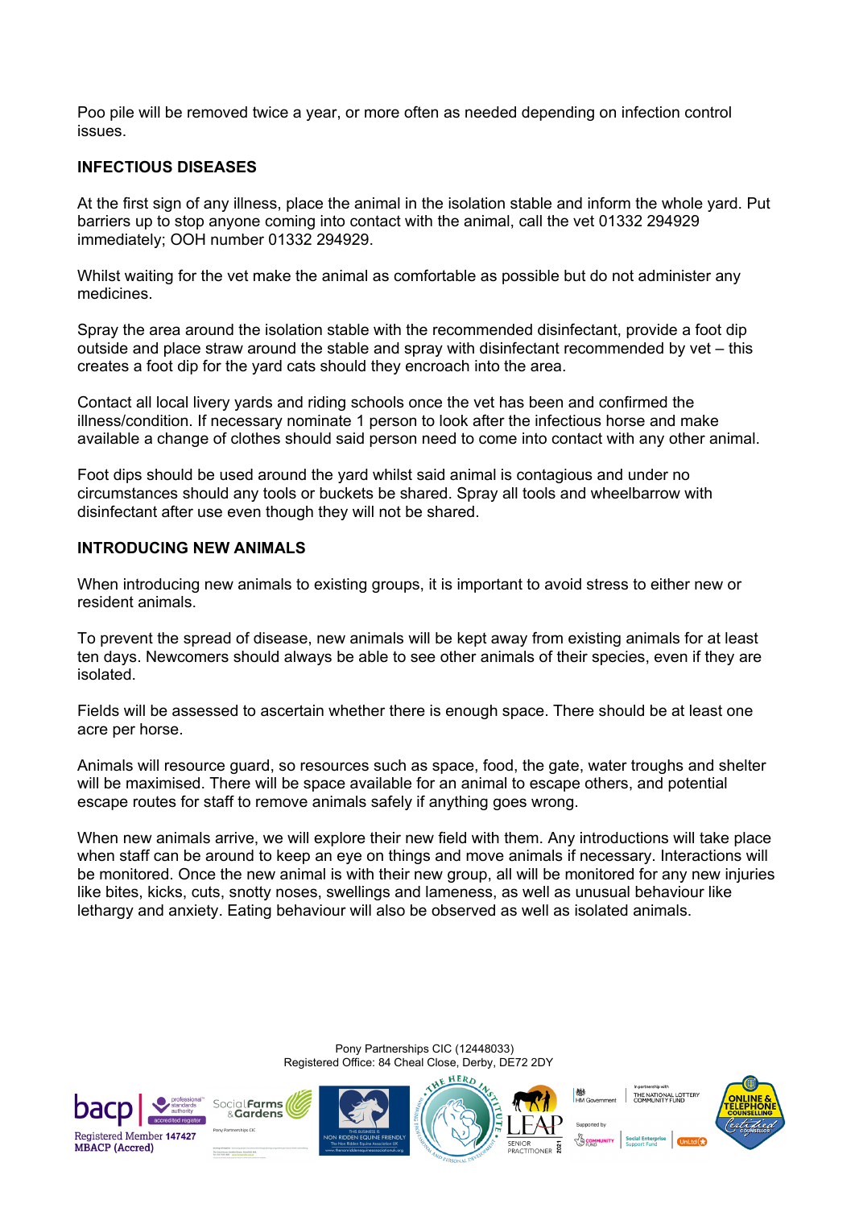Poo pile will be removed twice a year, or more often as needed depending on infection control issues.

**INFECTIOUS DISEASES**

At the first sign of any illness, place the animal in the isolation stable and inform the whole yard. Put barriers up to stop anyone coming into contact with the animal, call the vet 01332 294929 immediately; OOH number 01332 294929.

Whilst waiting for the vet make the animal as comfortable as possible but do not administer any medicines.

Spray the area around the isolation stable with the recommended disinfectant, provide a foot dip outside and place straw around the stable and spray with disinfectant recommended by vet – this creates a foot dip for the yard cats should they encroach into the area.

Contact all local livery yards and riding schools once the vet has been and confirmed the illness/condition. If necessary nominate 1 person to look after the infectious horse and make available a change of clothes should said person need to come into contact with any other animal.

Foot dips should be used around the yard whilst said animal is contagious and under no circumstances should any tools or buckets be shared. Spray all tools and wheelbarrow with disinfectant after use even though they will not be shared.

**INTRODUCING NEW ANIMALS**

When introducing new animals to existing groups, it is important to avoid stress to either new or resident animals.

To prevent the spread of disease, new animals will be kept away from existing animals for at least ten days. Newcomers should always be able to see other animals of their species, even if they are isolated.

Fields will be assessed to ascertain whether there is enough space. There should be at least one acre per horse.

Animals will resource guard, so resources such as space, food, the gate, water troughs and shelter will be maximised. There will be space available for an animal to escape others, and potential escape routes for staff to remove animals safely if anything goes wrong.

When new animals arrive, we will explore their new field with them. Any introductions will take place when staff can be around to keep an eye on things and move animals if necessary. Interactions will be monitored. Once the new animal is with their new group, all will be monitored for any new injuries like bites, kicks, cuts, snotty noses, swellings and lameness, as well as unusual behaviour like lethargy and anxiety. Eating behaviour will also be observed as well as isolated animals.